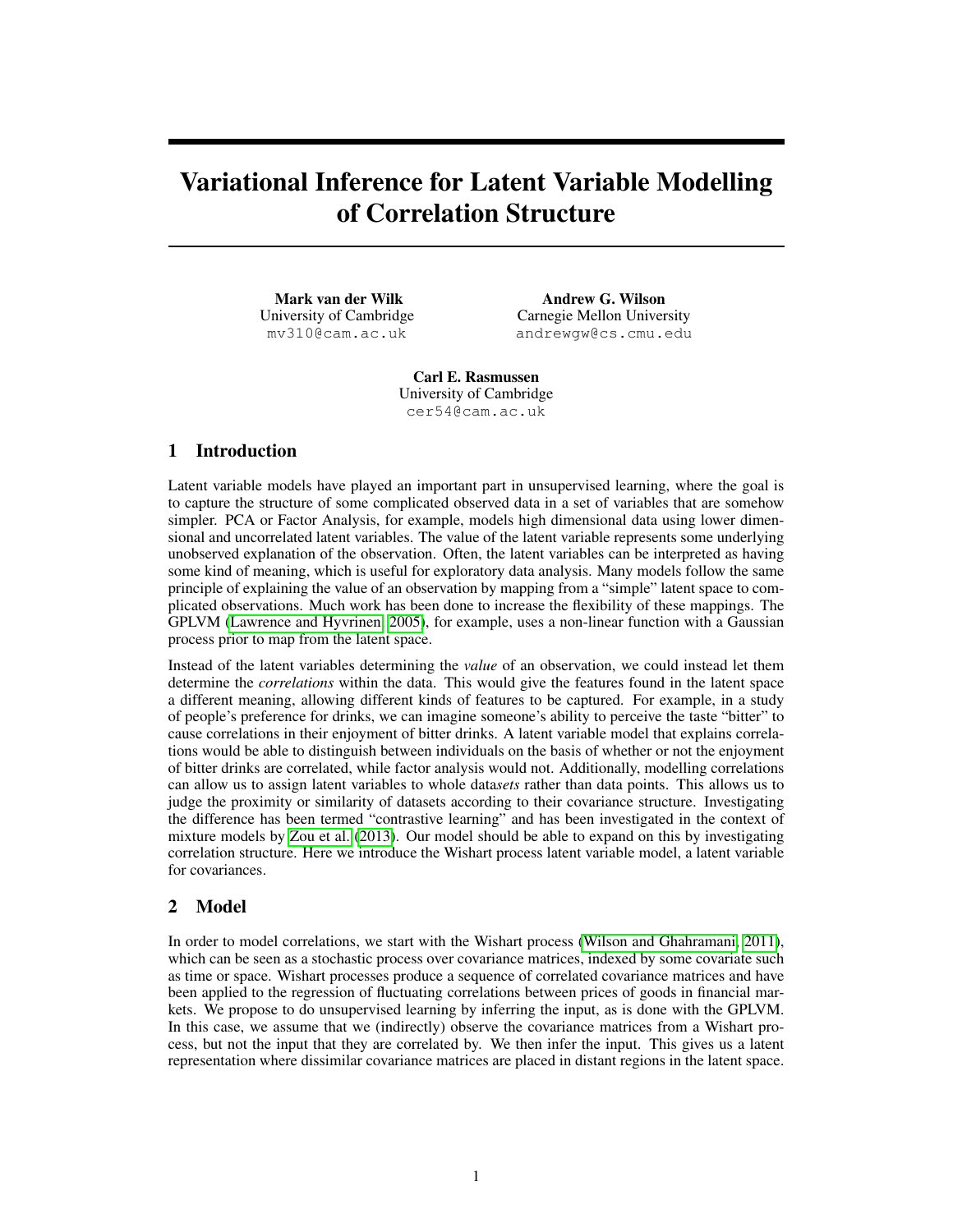# Variational Inference for Latent Variable Modelling of Correlation Structure

**Mark van der Wilk**
University of Cambridge
mv310@cam.ac.uk

**Andrew G. Wilson**
Carnegie Mellon University
andrewgw@cs.cmu.edu

**Carl E. Rasmussen**
University of Cambridge
cer54@cam.ac.uk

## 1 Introduction

Latent variable models have played an important part in unsupervised learning, where the goal is to capture the structure of some complicated observed data in a set of variables that are somehow simpler. PCA or Factor Analysis, for example, models high dimensional data using lower dimensional and uncorrelated latent variables. The value of the latent variable represents some underlying unobserved explanation of the observation. Often, the latent variables can be interpreted as having some kind of meaning, which is useful for exploratory data analysis. Many models follow the same principle of explaining the value of an observation by mapping from a "simple" latent space to complicated observations. Much work has been done to increase the flexibility of these mappings. The GPLVM (Lawrence and Hyvrinen, 2005), for example, uses a non-linear function with a Gaussian process prior to map from the latent space.

Instead of the latent variables determining the *value* of an observation, we could instead let them determine the *correlations* within the data. This would give the features found in the latent space a different meaning, allowing different kinds of features to be captured. For example, in a study of people's preference for drinks, we can imagine someone's ability to perceive the taste "bitter" to cause correlations in their enjoyment of bitter drinks. A latent variable model that explains correlations would be able to distinguish between individuals on the basis of whether or not the enjoyment of bitter drinks are correlated, while factor analysis would not. Additionally, modelling correlations can allow us to assign latent variables to whole data*sets* rather than data points. This allows us to judge the proximity or similarity of datasets according to their covariance structure. Investigating the difference has been termed "contrastive learning" and has been investigated in the context of mixture models by Zou et al. (2013). Our model should be able to expand on this by investigating correlation structure. Here we introduce the Wishart process latent variable model, a latent variable for covariances.

## 2 Model

In order to model correlations, we start with the Wishart process (Wilson and Ghahramani, 2011), which can be seen as a stochastic process over covariance matrices, indexed by some covariate such as time or space. Wishart processes produce a sequence of correlated covariance matrices and have been applied to the regression of fluctuating correlations between prices of goods in financial markets. We propose to do unsupervised learning by inferring the input, as is done with the GPLVM. In this case, we assume that we (indirectly) observe the covariance matrices from a Wishart process, but not the input that they are correlated by. We then infer the input. This gives us a latent representation where dissimilar covariance matrices are placed in distant regions in the latent space.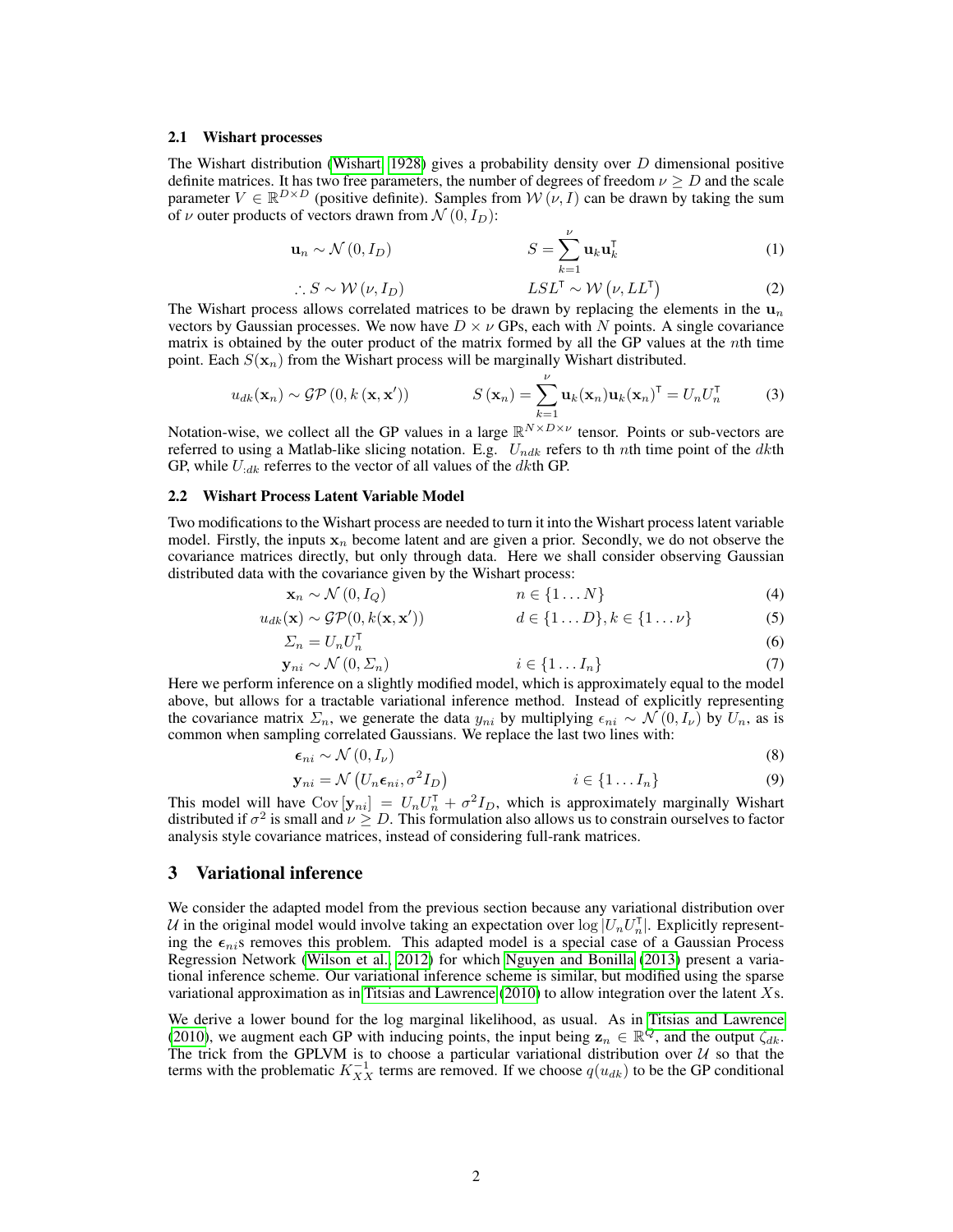### 2.1 Wishart processes

The Wishart distribution (Wishart, 1928) gives a probability density over $D$ dimensional positive definite matrices. It has two free parameters, the number of degrees of freedom $\nu \geq D$ and the scale parameter $V \in \mathbb{R}^{D\times D}$ (positive definite). Samples from $\mathcal{W}(\nu, I)$ can be drawn by taking the sum of $\nu$ outer products of vectors drawn from $\mathcal{N}(0, I_D)$:

$$\mathbf{u}_n \sim \mathcal{N}(0, I_D) \qquad\qquad S = \sum_{k=1}^{\nu} \mathbf{u}_k \mathbf{u}_k^{\intercal} \tag{1}$$

$$\therefore S \sim \mathcal{W}(\nu, I_D) \qquad\qquad LSL^{\intercal} \sim \mathcal{W}\left(\nu, LL^{\intercal}\right) \tag{2}$$

The Wishart process allows correlated matrices to be drawn by replacing the elements in the $\mathbf{u}_n$ vectors by Gaussian processes. We now have $D \times \nu$ GPs, each with $N$ points. A single covariance matrix is obtained by the outer product of the matrix formed by all the GP values at the $n$th time point. Each $S(\mathbf{x}_n)$ from the Wishart process will be marginally Wishart distributed.

$$u_{dk}(\mathbf{x}_n) \sim \mathcal{GP}\left(0, k\left(\mathbf{x}, \mathbf{x}'\right)\right) \qquad\qquad S\left(\mathbf{x}_n\right) = \sum_{k=1}^{\nu} \mathbf{u}_k(\mathbf{x}_n)\mathbf{u}_k(\mathbf{x}_n)^{\intercal} = U_n U_n^{\intercal} \tag{3}$$

Notation-wise, we collect all the GP values in a large $\mathbb{R}^{N\times D\times\nu}$ tensor. Points or sub-vectors are referred to using a Matlab-like slicing notation. E.g. $U_{ndk}$ refers to th $n$th time point of the $dk$th GP, while $U_{:dk}$ referres to the vector of all values of the $dk$th GP.

### 2.2 Wishart Process Latent Variable Model

Two modifications to the Wishart process are needed to turn it into the Wishart process latent variable model. Firstly, the inputs $\mathbf{x}_n$ become latent and are given a prior. Secondly, we do not observe the covariance matrices directly, but only through data. Here we shall consider observing Gaussian distributed data with the covariance given by the Wishart process:

$$\mathbf{x}_n \sim \mathcal{N}(0, I_Q) \qquad\qquad n \in \{1 \dots N\} \tag{4}$$

$$u_{dk}(\mathbf{x}) \sim \mathcal{GP}(0, k(\mathbf{x}, \mathbf{x}')) \qquad\qquad d \in \{1 \dots D\}, k \in \{1 \dots \nu\} \tag{5}$$

$$\varSigma_n = U_n U_n^{\intercal} \tag{6}$$

$$\mathbf{y}_{ni} \sim \mathcal{N}(0, \varSigma_n) \qquad\qquad i \in \{1 \dots I_n\} \tag{7}$$

Here we perform inference on a slightly modified model, which is approximately equal to the model above, but allows for a tractable variational inference method. Instead of explicitly representing the covariance matrix $\varSigma_n$, we generate the data $y_{ni}$ by multiplying $\epsilon_{ni} \sim \mathcal{N}(0, I_\nu)$ by $U_n$, as is common when sampling correlated Gaussians. We replace the last two lines with:

$$\boldsymbol{\epsilon}_{ni} \sim \mathcal{N}(0, I_\nu) \tag{8}$$

$$\mathbf{y}_{ni} = \mathcal{N}\left(U_n \boldsymbol{\epsilon}_{ni}, \sigma^2 I_D\right) \qquad\qquad i \in \{1 \dots I_n\} \tag{9}$$

This model will have $\mathrm{Cov}\left[\mathbf{y}_{ni}\right] = U_n U_n^{\intercal} + \sigma^2 I_D$, which is approximately marginally Wishart distributed if $\sigma^2$ is small and $\nu \geq D$. This formulation also allows us to constrain ourselves to factor analysis style covariance matrices, instead of considering full-rank matrices.

## 3 Variational inference

We consider the adapted model from the previous section because any variational distribution over $\mathcal{U}$ in the original model would involve taking an expectation over $\log |U_n U_n^{\intercal}|$. Explicitly representing the $\boldsymbol{\epsilon}_{ni}$s removes this problem. This adapted model is a special case of a Gaussian Process Regression Network (Wilson et al., 2012) for which Nguyen and Bonilla (2013) present a variational inference scheme. Our variational inference scheme is similar, but modified using the sparse variational approximation as in Titsias and Lawrence (2010) to allow integration over the latent $X$s.

We derive a lower bound for the log marginal likelihood, as usual. As in Titsias and Lawrence (2010), we augment each GP with inducing points, the input being $\mathbf{z}_n \in \mathbb{R}^Q$, and the output $\zeta_{dk}$. The trick from the GPLVM is to choose a particular variational distribution over $\mathcal{U}$ so that the terms with the problematic $K_{XX}^{-1}$ terms are removed. If we choose $q(u_{dk})$ to be the GP conditional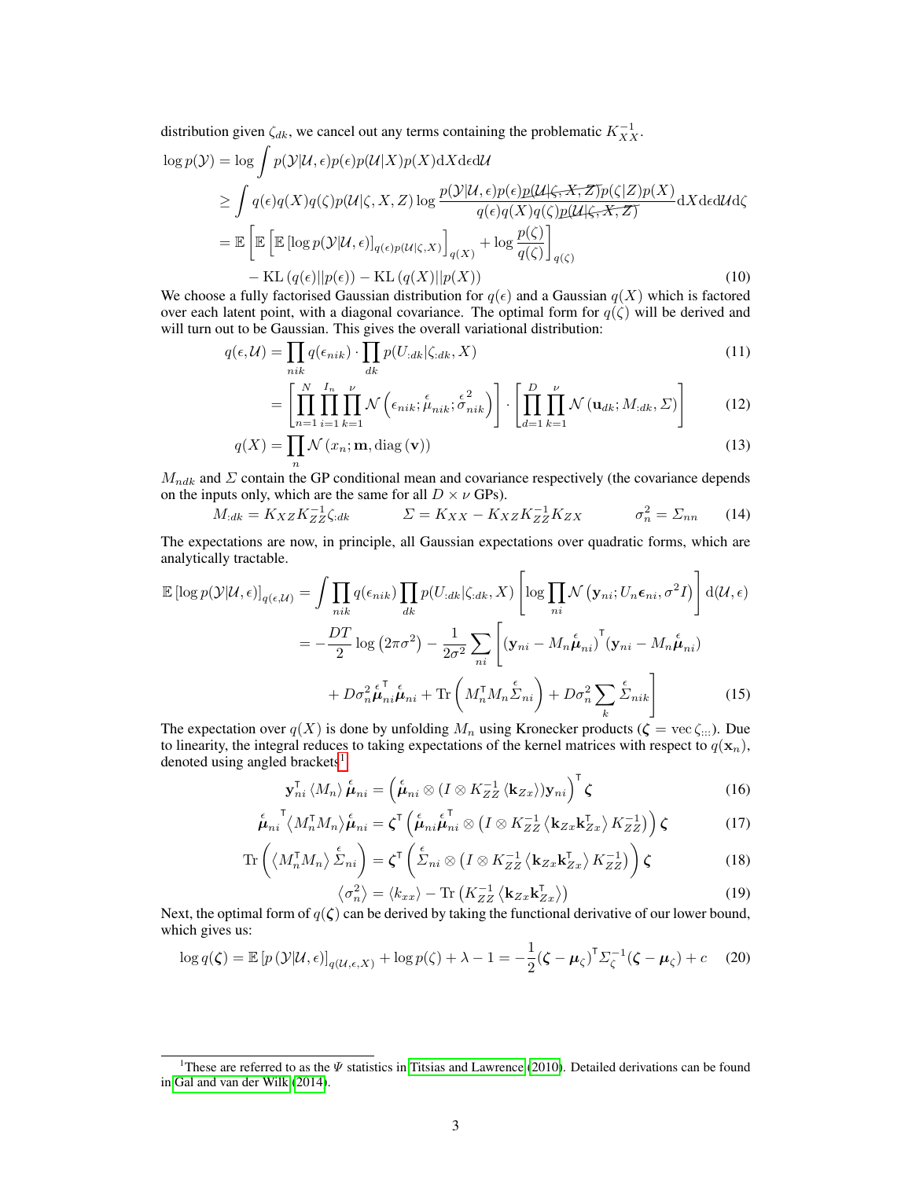distribution given $\zeta_{dk}$, we cancel out any terms containing the problematic $K_{XX}^{-1}$.

$$
\begin{aligned}
\log p(\mathcal{Y}) &= \log \int p(\mathcal{Y}|\mathcal{U},\epsilon)p(\epsilon)p(\mathcal{U}|X)p(X)\mathrm{d}X\mathrm{d}\epsilon\mathrm{d}\mathcal{U} \\
&\geq \int q(\epsilon)q(X)q(\zeta)p(\mathcal{U}|\zeta,X,Z)\log\frac{p(\mathcal{Y}|\mathcal{U},\epsilon)p(\epsilon)\cancel{p(\mathcal{U}|\zeta,X,Z)}p(\zeta|Z)p(X)}{q(\epsilon)q(X)q(\zeta)\cancel{p(\mathcal{U}|\zeta,X,Z)}}\mathrm{d}X\mathrm{d}\epsilon\mathrm{d}\mathcal{U}\mathrm{d}\zeta \\
&= \mathbb{E}\left[\mathbb{E}\left[\mathbb{E}\left[\log p(\mathcal{Y}|\mathcal{U},\epsilon)\right]_{q(\epsilon)p(\mathcal{U}|\zeta,X)}\right]_{q(X)} + \log\frac{p(\zeta)}{q(\zeta)}\right]_{q(\zeta)} \\
&\quad - \mathrm{KL}\left(q(\epsilon)||p(\epsilon)\right) - \mathrm{KL}\left(q(X)||p(X)\right) \qquad (10)
\end{aligned}
$$

We choose a fully factorised Gaussian distribution for $q(\epsilon)$ and a Gaussian $q(X)$ which is factored over each latent point, with a diagonal covariance. The optimal form for $q(\zeta)$ will be derived and will turn out to be Gaussian. This gives the overall variational distribution:

$$
\begin{aligned}
q(\epsilon,\mathcal{U}) &= \prod_{nik} q(\epsilon_{nik}) \cdot \prod_{dk} p(U_{:dk}|\zeta_{:dk},X) \qquad (11) \\
&= \left[\prod_{n=1}^{N}\prod_{i=1}^{I_n}\prod_{k=1}^{\nu}\mathcal{N}\left(\epsilon_{nik};\overset{\epsilon}{\mu}_{nik};\overset{\epsilon}{\sigma}{}^2_{nik}\right)\right]\cdot\left[\prod_{d=1}^{D}\prod_{k=1}^{\nu}\mathcal{N}\left(\mathbf{u}_{dk};M_{:dk},\Sigma\right)\right] \qquad (12) \\
q(X) &= \prod_{n}\mathcal{N}\left(x_n;\mathbf{m},\mathrm{diag}\left(\mathbf{v}\right)\right) \qquad (13)
\end{aligned}
$$

$M_{ndk}$ and $\Sigma$ contain the GP conditional mean and covariance respectively (the covariance depends on the inputs only, which are the same for all $D\times\nu$ GPs).

$$
M_{:dk} = K_{XZ}K_{ZZ}^{-1}\zeta_{:dk} \qquad \Sigma = K_{XX} - K_{XZ}K_{ZZ}^{-1}K_{ZX} \qquad \sigma_n^2 = \Sigma_{nn} \qquad (14)
$$

The expectations are now, in principle, all Gaussian expectations over quadratic forms, which are analytically tractable.

$$
\begin{aligned}
\mathbb{E}\left[\log p(\mathcal{Y}|\mathcal{U},\epsilon)\right]_{q(\epsilon,\mathcal{U})} &= \int\prod_{nik}q(\epsilon_{nik})\prod_{dk}p(U_{:dk}|\zeta_{:dk},X)\left[\log\prod_{ni}\mathcal{N}\left(\mathbf{y}_{ni};U_n\boldsymbol{\epsilon}_{ni},\sigma^2 I\right)\right]\mathrm{d}(\mathcal{U},\epsilon) \\
&= -\frac{DT}{2}\log\left(2\pi\sigma^2\right) - \frac{1}{2\sigma^2}\sum_{ni}\Bigg[\left(\mathbf{y}_{ni}-M_n\overset{\epsilon}{\boldsymbol{\mu}}_{ni}\right)^{\mathsf{T}}\left(\mathbf{y}_{ni}-M_n\overset{\epsilon}{\boldsymbol{\mu}}_{ni}\right) \\
&\quad + D\sigma_n^2\overset{\epsilon}{\boldsymbol{\mu}}{}_{ni}^{\mathsf{T}}\overset{\epsilon}{\boldsymbol{\mu}}_{ni} + \mathrm{Tr}\left(M_n^{\mathsf{T}}M_n\overset{\epsilon}{\Sigma}_{ni}\right) + D\sigma_n^2\sum_k\overset{\epsilon}{\Sigma}_{nik}\Bigg] \qquad (15)
\end{aligned}
$$

The expectation over $q(X)$ is done by unfolding $M_n$ using Kronecker products ($\boldsymbol{\zeta} = \mathrm{vec}\,\zeta_{:::}$). Due to linearity, the integral reduces to taking expectations of the kernel matrices with respect to $q(\mathbf{x}_n)$, denoted using angled brackets[1].

$$
\mathbf{y}_{ni}^{\mathsf{T}}\left\langle M_n\right\rangle\overset{\epsilon}{\boldsymbol{\mu}}_{ni} = \left(\overset{\epsilon}{\boldsymbol{\mu}}_{ni}\otimes\left(I\otimes K_{ZZ}^{-1}\left\langle\mathbf{k}_{Zx}\right\rangle\right)\mathbf{y}_{ni}\right)^{\mathsf{T}}\boldsymbol{\zeta} \qquad (16)
$$

$$
\overset{\epsilon}{\boldsymbol{\mu}}{}_{ni}^{\mathsf{T}}\left\langle M_n^{\mathsf{T}}M_n\right\rangle\overset{\epsilon}{\boldsymbol{\mu}}_{ni} = \boldsymbol{\zeta}^{\mathsf{T}}\left(\overset{\epsilon}{\boldsymbol{\mu}}_{ni}\overset{\epsilon}{\boldsymbol{\mu}}{}_{ni}^{\mathsf{T}}\otimes\left(I\otimes K_{ZZ}^{-1}\left\langle\mathbf{k}_{Zx}\mathbf{k}_{Zx}^{\mathsf{T}}\right\rangle K_{ZZ}^{-1}\right)\right)\boldsymbol{\zeta} \qquad (17)
$$

$$
\mathrm{Tr}\left(\left\langle M_n^{\mathsf{T}}M_n\right\rangle\overset{\epsilon}{\Sigma}_{ni}\right) = \boldsymbol{\zeta}^{\mathsf{T}}\left(\overset{\epsilon}{\Sigma}_{ni}\otimes\left(I\otimes K_{ZZ}^{-1}\left\langle\mathbf{k}_{Zx}\mathbf{k}_{Zx}^{\mathsf{T}}\right\rangle K_{ZZ}^{-1}\right)\right)\boldsymbol{\zeta} \qquad (18)
$$

$$
\left\langle\sigma_n^2\right\rangle = \left\langle k_{xx}\right\rangle - \mathrm{Tr}\left(K_{ZZ}^{-1}\left\langle\mathbf{k}_{Zx}\mathbf{k}_{Zx}^{\mathsf{T}}\right\rangle\right) \qquad (19)
$$

Next, the optimal form of $q(\boldsymbol{\zeta})$ can be derived by taking the functional derivative of our lower bound, which gives us:

$$
\log q(\boldsymbol{\zeta}) = \mathbb{E}\left[p\left(\mathcal{Y}|\mathcal{U},\epsilon\right)\right]_{q(\mathcal{U},\epsilon,X)} + \log p(\zeta) + \lambda - 1 = -\frac{1}{2}\left(\boldsymbol{\zeta}-\boldsymbol{\mu}_\zeta\right)^{\mathsf{T}}\Sigma_\zeta^{-1}\left(\boldsymbol{\zeta}-\boldsymbol{\mu}_\zeta\right) + c \qquad (20)
$$

[1] These are referred to as the $\Psi$ statistics in Titsias and Lawrence (2010). Detailed derivations can be found in Gal and van der Wilk (2014).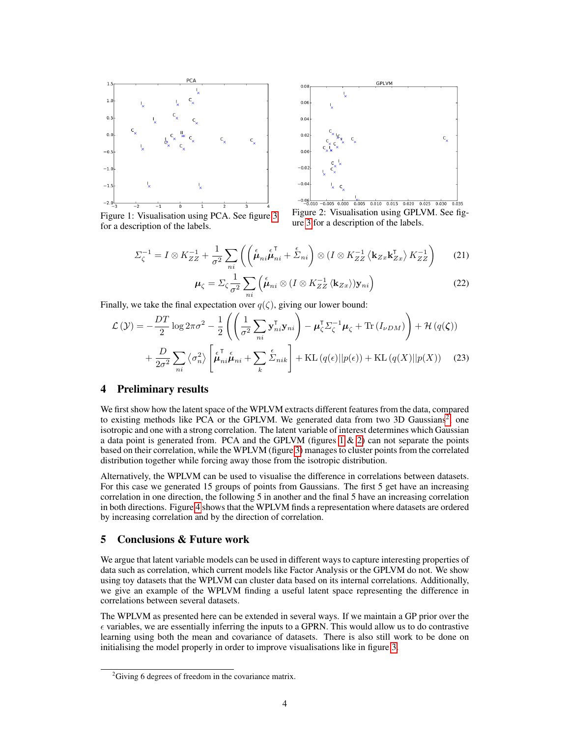Figure 1: Visualisation using PCA. See figure 3 for a description of the labels.

Figure 2: Visualisation using GPLVM. See figure 3 for a description of the labels.

$$\Sigma_\zeta^{-1} = I \otimes K_{ZZ}^{-1} + \frac{1}{\sigma^2} \sum_{ni} \left( \left( \overset{\epsilon}{\boldsymbol{\mu}}_{ni} \overset{\epsilon}{\boldsymbol{\mu}}_{ni}^\top + \overset{\epsilon}{\Sigma}_{ni} \right) \otimes \left( I \otimes K_{ZZ}^{-1} \left\langle \mathbf{k}_{Zx} \mathbf{k}_{Zx}^\top \right\rangle K_{ZZ}^{-1} \right) \right) \tag{21}$$

$$\boldsymbol{\mu}_\zeta = \Sigma_\zeta \frac{1}{\sigma^2} \sum_{ni} \left( \overset{\epsilon}{\boldsymbol{\mu}}_{ni} \otimes (I \otimes K_{ZZ}^{-1} \langle \mathbf{k}_{Zx} \rangle) \mathbf{y}_{ni} \right) \tag{22}$$

Finally, we take the final expectation over $q(\zeta)$, giving our lower bound:

$$\begin{aligned} \mathcal{L}(\mathcal{Y}) = &-\frac{DT}{2} \log 2\pi\sigma^2 - \frac{1}{2} \left( \left( \frac{1}{\sigma^2} \sum_{ni} \mathbf{y}_{ni}^\top \mathbf{y}_{ni} \right) - \boldsymbol{\mu}_\zeta^\top \Sigma_\zeta^{-1} \boldsymbol{\mu}_\zeta + \mathrm{Tr}\left( I_{\nu DM} \right) \right) + \mathcal{H}\left( q(\boldsymbol{\zeta}) \right) \\ &+ \frac{D}{2\sigma^2} \sum_{ni} \langle \sigma_n^2 \rangle \left[ \overset{\epsilon}{\boldsymbol{\mu}}_{ni}^\top \overset{\epsilon}{\boldsymbol{\mu}}_{ni} + \sum_k \overset{\epsilon}{\Sigma}_{nik} \right] + \mathrm{KL}\left( q(\epsilon) || p(\epsilon) \right) + \mathrm{KL}\left( q(X) || p(X) \right) \end{aligned} \tag{23}$$

## 4 Preliminary results

We first show how the latent space of the WPLVM extracts different features from the data, compared to existing methods like PCA or the GPLVM. We generated data from two 3D Gaussians[2], one isotropic and one with a strong correlation. The latent variable of interest determines which Gaussian a data point is generated from. PCA and the GPLVM (figures 1 & 2) can not separate the points based on their correlation, while the WPLVM (figure 3) manages to cluster points from the correlated distribution together while forcing away those from the isotropic distribution.

Alternatively, the WPLVM can be used to visualise the difference in correlations between datasets. For this case we generated 15 groups of points from Gaussians. The first 5 get have an increasing correlation in one direction, the following 5 in another and the final 5 have an increasing correlation in both directions. Figure 4 shows that the WPLVM finds a representation where datasets are ordered by increasing correlation and by the direction of correlation.

## 5 Conclusions & Future work

We argue that latent variable models can be used in different ways to capture interesting properties of data such as correlation, which current models like Factor Analysis or the GPLVM do not. We show using toy datasets that the WPLVM can cluster data based on its internal correlations. Additionally, we give an example of the WPLVM finding a useful latent space representing the difference in correlations between several datasets.

The WPLVM as presented here can be extended in several ways. If we maintain a GP prior over the $\epsilon$ variables, we are essentially inferring the inputs to a GPRN. This would allow us to do contrastive learning using both the mean and covariance of datasets. There is also still work to be done on initialising the model properly in order to improve visualisations like in figure 3.

[2] Giving 6 degrees of freedom in the covariance matrix.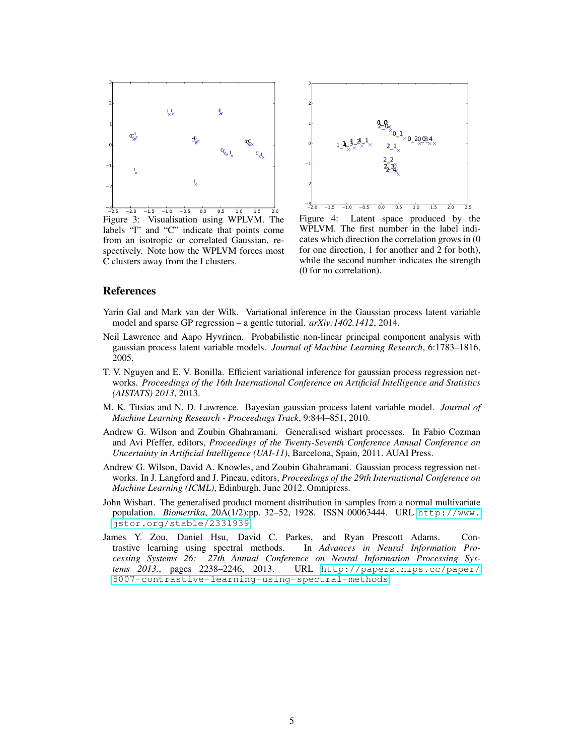Figure 3: Visualisation using WPLVM. The labels "I" and "C" indicate that points come from an isotropic or correlated Gaussian, respectively. Note how the WPLVM forces most C clusters away from the I clusters.

Figure 4: Latent space produced by the WPLVM. The first number in the label indicates which direction the correlation grows in (0 for one direction, 1 for another and 2 for both), while the second number indicates the strength (0 for no correlation).

## References

Yarin Gal and Mark van der Wilk. Variational inference in the Gaussian process latent variable model and sparse GP regression – a gentle tutorial. *arXiv:1402.1412*, 2014.

Neil Lawrence and Aapo Hyvrinen. Probabilistic non-linear principal component analysis with gaussian process latent variable models. *Journal of Machine Learning Research*, 6:1783–1816, 2005.

T. V. Nguyen and E. V. Bonilla. Efficient variational inference for gaussian process regression networks. *Proceedings of the 16th International Conference on Artificial Intelligence and Statistics (AISTATS) 2013*, 2013.

M. K. Titsias and N. D. Lawrence. Bayesian gaussian process latent variable model. *Journal of Machine Learning Research - Proceedings Track*, 9:844–851, 2010.

Andrew G. Wilson and Zoubin Ghahramani. Generalised wishart processes. In Fabio Cozman and Avi Pfeffer, editors, *Proceedings of the Twenty-Seventh Conference Annual Conference on Uncertainty in Artificial Intelligence (UAI-11)*, Barcelona, Spain, 2011. AUAI Press.

Andrew G. Wilson, David A. Knowles, and Zoubin Ghahramani. Gaussian process regression networks. In J. Langford and J. Pineau, editors, *Proceedings of the 29th International Conference on Machine Learning (ICML)*, Edinburgh, June 2012. Omnipress.

John Wishart. The generalised product moment distribution in samples from a normal multivariate population. *Biometrika*, 20A(1/2):pp. 32–52, 1928. ISSN 00063444. URL http://www.jstor.org/stable/2331939.

James Y. Zou, Daniel Hsu, David C. Parkes, and Ryan Prescott Adams. Contrastive learning using spectral methods. In *Advances in Neural Information Processing Systems 26: 27th Annual Conference on Neural Information Processing Systems 2013.*, pages 2238–2246, 2013. URL http://papers.nips.cc/paper/5007-contrastive-learning-using-spectral-methods.